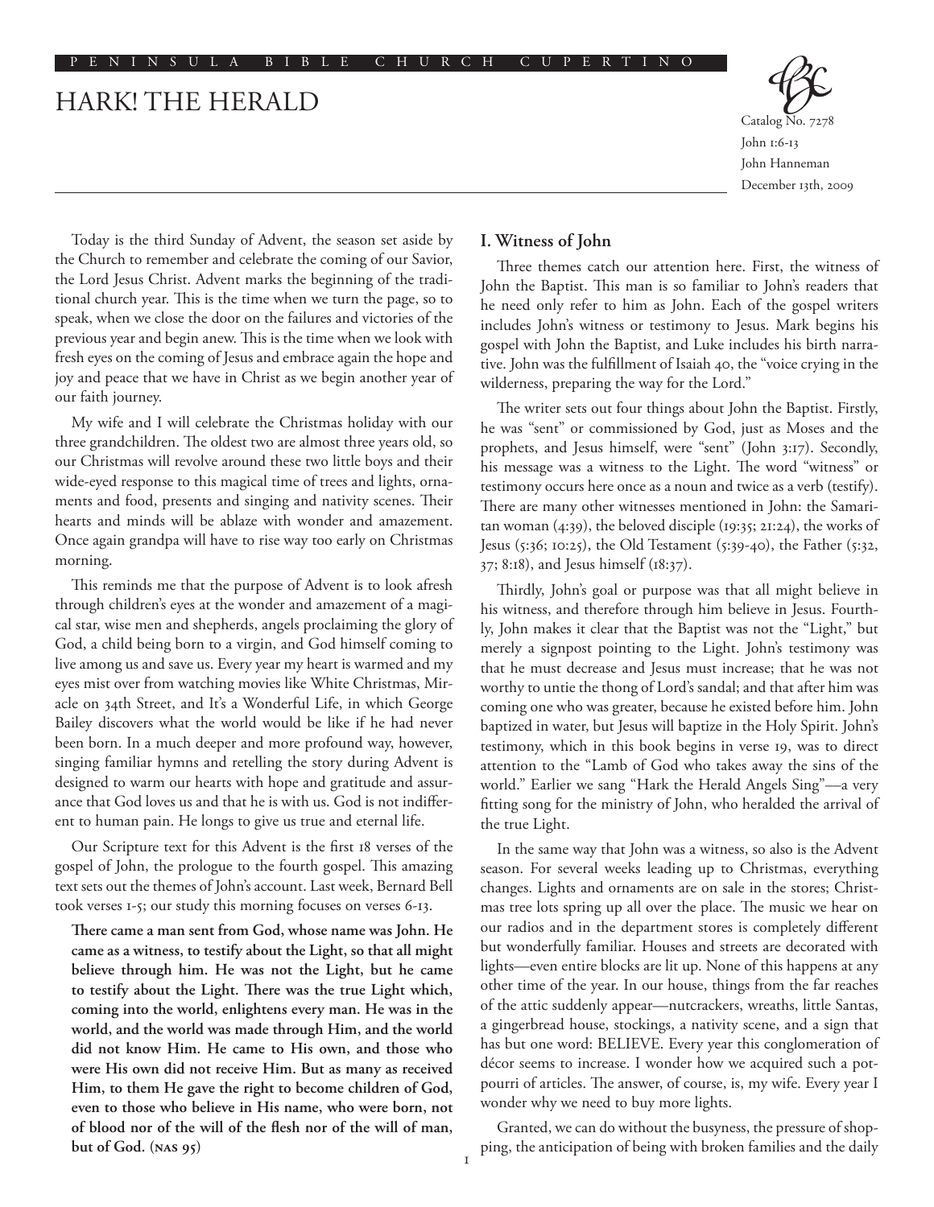# HARK! THE HERALD

Catalog No. 7278
John 1:6-13
John Hanneman
December 13th, 2009

Today is the third Sunday of Advent, the season set aside by the Church to remember and celebrate the coming of our Savior, the Lord Jesus Christ. Advent marks the beginning of the traditional church year. This is the time when we turn the page, so to speak, when we close the door on the failures and victories of the previous year and begin anew. This is the time when we look with fresh eyes on the coming of Jesus and embrace again the hope and joy and peace that we have in Christ as we begin another year of our faith journey.

My wife and I will celebrate the Christmas holiday with our three grandchildren. The oldest two are almost three years old, so our Christmas will revolve around these two little boys and their wide-eyed response to this magical time of trees and lights, ornaments and food, presents and singing and nativity scenes. Their hearts and minds will be ablaze with wonder and amazement. Once again grandpa will have to rise way too early on Christmas morning.

This reminds me that the purpose of Advent is to look afresh through children's eyes at the wonder and amazement of a magical star, wise men and shepherds, angels proclaiming the glory of God, a child being born to a virgin, and God himself coming to live among us and save us. Every year my heart is warmed and my eyes mist over from watching movies like White Christmas, Miracle on 34th Street, and It's a Wonderful Life, in which George Bailey discovers what the world would be like if he had never been born. In a much deeper and more profound way, however, singing familiar hymns and retelling the story during Advent is designed to warm our hearts with hope and gratitude and assurance that God loves us and that he is with us. God is not indifferent to human pain. He longs to give us true and eternal life.

Our Scripture text for this Advent is the first 18 verses of the gospel of John, the prologue to the fourth gospel. This amazing text sets out the themes of John's account. Last week, Bernard Bell took verses 1-5; our study this morning focuses on verses 6-13.

> **There came a man sent from God, whose name was John. He came as a witness, to testify about the Light, so that all might believe through him. He was not the Light, but he came to testify about the Light. There was the true Light which, coming into the world, enlightens every man. He was in the world, and the world was made through Him, and the world did not know Him. He came to His own, and those who were His own did not receive Him. But as many as received Him, to them He gave the right to become children of God, even to those who believe in His name, who were born, not of blood nor of the will of the flesh nor of the will of man, but of God. (NAS 95)**

## I. Witness of John

Three themes catch our attention here. First, the witness of John the Baptist. This man is so familiar to John's readers that he need only refer to him as John. Each of the gospel writers includes John's witness or testimony to Jesus. Mark begins his gospel with John the Baptist, and Luke includes his birth narrative. John was the fulfillment of Isaiah 40, the "voice crying in the wilderness, preparing the way for the Lord."

The writer sets out four things about John the Baptist. Firstly, he was "sent" or commissioned by God, just as Moses and the prophets, and Jesus himself, were "sent" (John 3:17). Secondly, his message was a witness to the Light. The word "witness" or testimony occurs here once as a noun and twice as a verb (testify). There are many other witnesses mentioned in John: the Samaritan woman (4:39), the beloved disciple (19:35; 21:24), the works of Jesus (5:36; 10:25), the Old Testament (5:39-40), the Father (5:32, 37; 8:18), and Jesus himself (18:37).

Thirdly, John's goal or purpose was that all might believe in his witness, and therefore through him believe in Jesus. Fourthly, John makes it clear that the Baptist was not the "Light," but merely a signpost pointing to the Light. John's testimony was that he must decrease and Jesus must increase; that he was not worthy to untie the thong of Lord's sandal; and that after him was coming one who was greater, because he existed before him. John baptized in water, but Jesus will baptize in the Holy Spirit. John's testimony, which in this book begins in verse 19, was to direct attention to the "Lamb of God who takes away the sins of the world." Earlier we sang "Hark the Herald Angels Sing"—a very fitting song for the ministry of John, who heralded the arrival of the true Light.

In the same way that John was a witness, so also is the Advent season. For several weeks leading up to Christmas, everything changes. Lights and ornaments are on sale in the stores; Christmas tree lots spring up all over the place. The music we hear on our radios and in the department stores is completely different but wonderfully familiar. Houses and streets are decorated with lights—even entire blocks are lit up. None of this happens at any other time of the year. In our house, things from the far reaches of the attic suddenly appear—nutcrackers, wreaths, little Santas, a gingerbread house, stockings, a nativity scene, and a sign that has but one word: BELIEVE. Every year this conglomeration of décor seems to increase. I wonder how we acquired such a potpourri of articles. The answer, of course, is, my wife. Every year I wonder why we need to buy more lights.

Granted, we can do without the busyness, the pressure of shopping, the anticipation of being with broken families and the daily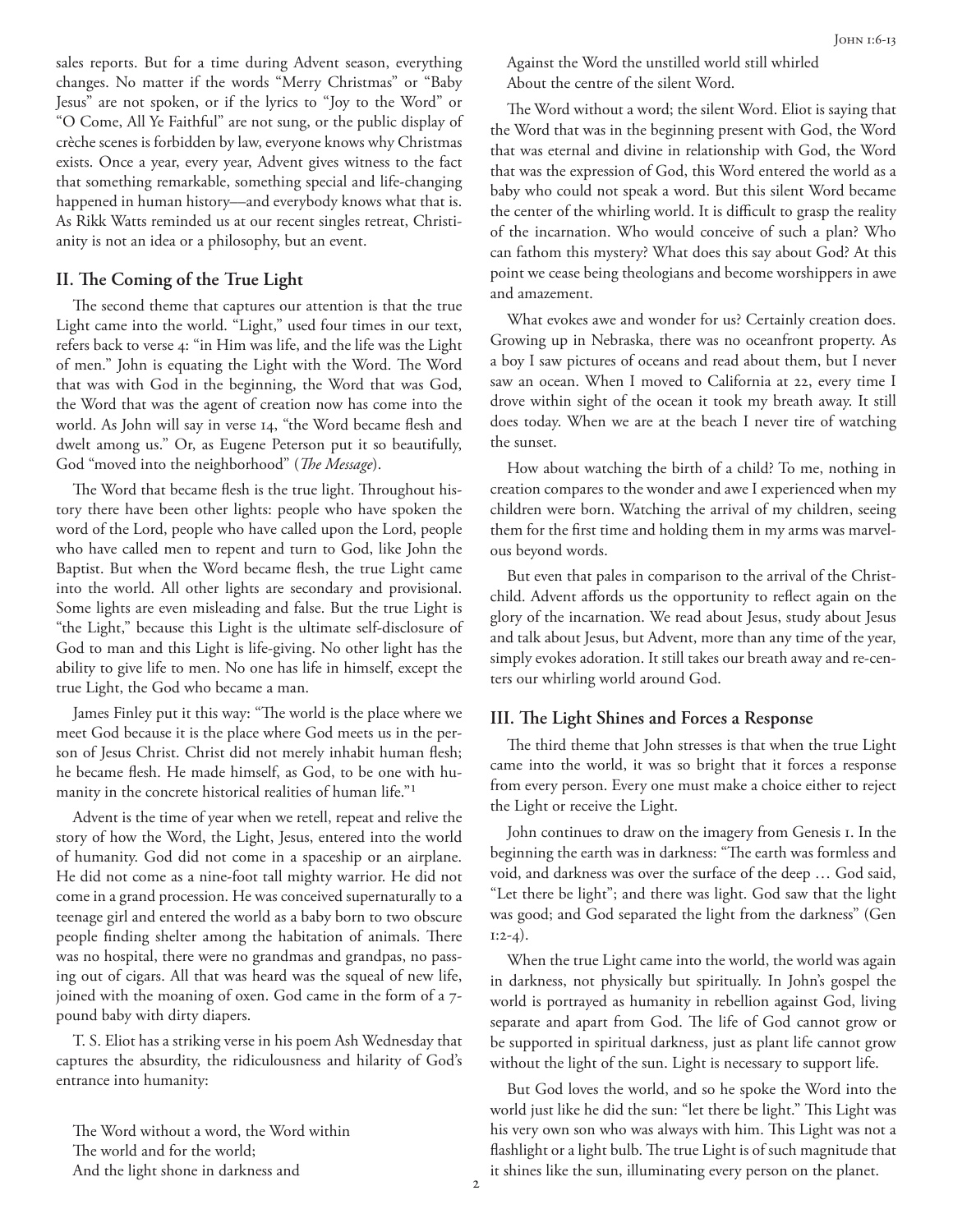sales reports. But for a time during Advent season, everything changes. No matter if the words "Merry Christmas" or "Baby Jesus" are not spoken, or if the lyrics to "Joy to the Word" or "O Come, All Ye Faithful" are not sung, or the public display of crèche scenes is forbidden by law, everyone knows why Christmas exists. Once a year, every year, Advent gives witness to the fact that something remarkable, something special and life-changing happened in human history—and everybody knows what that is. As Rikk Watts reminded us at our recent singles retreat, Christianity is not an idea or a philosophy, but an event.

## II. The Coming of the True Light

The second theme that captures our attention is that the true Light came into the world. "Light," used four times in our text, refers back to verse 4: "in Him was life, and the life was the Light of men." John is equating the Light with the Word. The Word that was with God in the beginning, the Word that was God, the Word that was the agent of creation now has come into the world. As John will say in verse 14, "the Word became flesh and dwelt among us." Or, as Eugene Peterson put it so beautifully, God "moved into the neighborhood" (*The Message*).

The Word that became flesh is the true light. Throughout history there have been other lights: people who have spoken the word of the Lord, people who have called upon the Lord, people who have called men to repent and turn to God, like John the Baptist. But when the Word became flesh, the true Light came into the world. All other lights are secondary and provisional. Some lights are even misleading and false. But the true Light is "the Light," because this Light is the ultimate self-disclosure of God to man and this Light is life-giving. No other light has the ability to give life to men. No one has life in himself, except the true Light, the God who became a man.

James Finley put it this way: "The world is the place where we meet God because it is the place where God meets us in the person of Jesus Christ. Christ did not merely inhabit human flesh; he became flesh. He made himself, as God, to be one with humanity in the concrete historical realities of human life."[1]

Advent is the time of year when we retell, repeat and relive the story of how the Word, the Light, Jesus, entered into the world of humanity. God did not come in a spaceship or an airplane. He did not come as a nine-foot tall mighty warrior. He did not come in a grand procession. He was conceived supernaturally to a teenage girl and entered the world as a baby born to two obscure people finding shelter among the habitation of animals. There was no hospital, there were no grandmas and grandpas, no passing out of cigars. All that was heard was the squeal of new life, joined with the moaning of oxen. God came in the form of a 7-pound baby with dirty diapers.

T. S. Eliot has a striking verse in his poem Ash Wednesday that captures the absurdity, the ridiculousness and hilarity of God's entrance into humanity:

> The Word without a word, the Word within
> The world and for the world;
> And the light shone in darkness and
> Against the Word the unstilled world still whirled
> About the centre of the silent Word.

The Word without a word; the silent Word. Eliot is saying that the Word that was in the beginning present with God, the Word that was eternal and divine in relationship with God, the Word that was the expression of God, this Word entered the world as a baby who could not speak a word. But this silent Word became the center of the whirling world. It is difficult to grasp the reality of the incarnation. Who would conceive of such a plan? Who can fathom this mystery? What does this say about God? At this point we cease being theologians and become worshippers in awe and amazement.

What evokes awe and wonder for us? Certainly creation does. Growing up in Nebraska, there was no oceanfront property. As a boy I saw pictures of oceans and read about them, but I never saw an ocean. When I moved to California at 22, every time I drove within sight of the ocean it took my breath away. It still does today. When we are at the beach I never tire of watching the sunset.

How about watching the birth of a child? To me, nothing in creation compares to the wonder and awe I experienced when my children were born. Watching the arrival of my children, seeing them for the first time and holding them in my arms was marvelous beyond words.

But even that pales in comparison to the arrival of the Christ-child. Advent affords us the opportunity to reflect again on the glory of the incarnation. We read about Jesus, study about Jesus and talk about Jesus, but Advent, more than any time of the year, simply evokes adoration. It still takes our breath away and re-centers our whirling world around God.

## III. The Light Shines and Forces a Response

The third theme that John stresses is that when the true Light came into the world, it was so bright that it forces a response from every person. Every one must make a choice either to reject the Light or receive the Light.

John continues to draw on the imagery from Genesis 1. In the beginning the earth was in darkness: "The earth was formless and void, and darkness was over the surface of the deep … God said, "Let there be light"; and there was light. God saw that the light was good; and God separated the light from the darkness" (Gen 1:2-4).

When the true Light came into the world, the world was again in darkness, not physically but spiritually. In John's gospel the world is portrayed as humanity in rebellion against God, living separate and apart from God. The life of God cannot grow or be supported in spiritual darkness, just as plant life cannot grow without the light of the sun. Light is necessary to support life.

But God loves the world, and so he spoke the Word into the world just like he did the sun: "let there be light." This Light was his very own son who was always with him. This Light was not a flashlight or a light bulb. The true Light is of such magnitude that it shines like the sun, illuminating every person on the planet.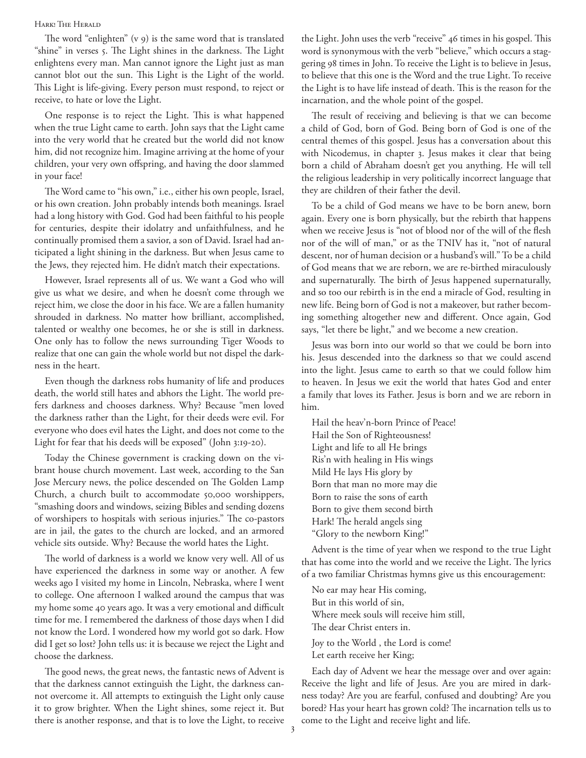The word "enlighten" (v 9) is the same word that is translated "shine" in verses 5. The Light shines in the darkness. The Light enlightens every man. Man cannot ignore the Light just as man cannot blot out the sun. This Light is the Light of the world. This Light is life-giving. Every person must respond, to reject or receive, to hate or love the Light.

One response is to reject the Light. This is what happened when the true Light came to earth. John says that the Light came into the very world that he created but the world did not know him, did not recognize him. Imagine arriving at the home of your children, your very own offspring, and having the door slammed in your face!

The Word came to "his own," i.e., either his own people, Israel, or his own creation. John probably intends both meanings. Israel had a long history with God. God had been faithful to his people for centuries, despite their idolatry and unfaithfulness, and he continually promised them a savior, a son of David. Israel had anticipated a light shining in the darkness. But when Jesus came to the Jews, they rejected him. He didn't match their expectations.

However, Israel represents all of us. We want a God who will give us what we desire, and when he doesn't come through we reject him, we close the door in his face. We are a fallen humanity shrouded in darkness. No matter how brilliant, accomplished, talented or wealthy one becomes, he or she is still in darkness. One only has to follow the news surrounding Tiger Woods to realize that one can gain the whole world but not dispel the darkness in the heart.

Even though the darkness robs humanity of life and produces death, the world still hates and abhors the Light. The world prefers darkness and chooses darkness. Why? Because "men loved the darkness rather than the Light, for their deeds were evil. For everyone who does evil hates the Light, and does not come to the Light for fear that his deeds will be exposed" (John 3:19-20).

Today the Chinese government is cracking down on the vibrant house church movement. Last week, according to the San Jose Mercury news, the police descended on The Golden Lamp Church, a church built to accommodate 50,000 worshippers, "smashing doors and windows, seizing Bibles and sending dozens of worshipers to hospitals with serious injuries." The co-pastors are in jail, the gates to the church are locked, and an armored vehicle sits outside. Why? Because the world hates the Light.

The world of darkness is a world we know very well. All of us have experienced the darkness in some way or another. A few weeks ago I visited my home in Lincoln, Nebraska, where I went to college. One afternoon I walked around the campus that was my home some 40 years ago. It was a very emotional and difficult time for me. I remembered the darkness of those days when I did not know the Lord. I wondered how my world got so dark. How did I get so lost? John tells us: it is because we reject the Light and choose the darkness.

The good news, the great news, the fantastic news of Advent is that the darkness cannot extinguish the Light, the darkness cannot overcome it. All attempts to extinguish the Light only cause it to grow brighter. When the Light shines, some reject it. But there is another response, and that is to love the Light, to receive the Light. John uses the verb "receive" 46 times in his gospel. This word is synonymous with the verb "believe," which occurs a staggering 98 times in John. To receive the Light is to believe in Jesus, to believe that this one is the Word and the true Light. To receive the Light is to have life instead of death. This is the reason for the incarnation, and the whole point of the gospel.

The result of receiving and believing is that we can become a child of God, born of God. Being born of God is one of the central themes of this gospel. Jesus has a conversation about this with Nicodemus, in chapter 3. Jesus makes it clear that being born a child of Abraham doesn't get you anything. He will tell the religious leadership in very politically incorrect language that they are children of their father the devil.

To be a child of God means we have to be born anew, born again. Every one is born physically, but the rebirth that happens when we receive Jesus is "not of blood nor of the will of the flesh nor of the will of man," or as the TNIV has it, "not of natural descent, nor of human decision or a husband's will." To be a child of God means that we are reborn, we are re-birthed miraculously and supernaturally. The birth of Jesus happened supernaturally, and so too our rebirth is in the end a miracle of God, resulting in new life. Being born of God is not a makeover, but rather becoming something altogether new and different. Once again, God says, "let there be light," and we become a new creation.

Jesus was born into our world so that we could be born into his. Jesus descended into the darkness so that we could ascend into the light. Jesus came to earth so that we could follow him to heaven. In Jesus we exit the world that hates God and enter a family that loves its Father. Jesus is born and we are reborn in him.

> Hail the heav'n-born Prince of Peace!
> Hail the Son of Righteousness!
> Light and life to all He brings
> Ris'n with healing in His wings
> Mild He lays His glory by
> Born that man no more may die
> Born to raise the sons of earth
> Born to give them second birth
> Hark! The herald angels sing
> "Glory to the newborn King!"

Advent is the time of year when we respond to the true Light that has come into the world and we receive the Light. The lyrics of a two familiar Christmas hymns give us this encouragement:

> No ear may hear His coming,
> But in this world of sin,
> Where meek souls will receive him still,
> The dear Christ enters in.
>
> Joy to the World , the Lord is come!
> Let earth receive her King;

Each day of Advent we hear the message over and over again: Receive the light and life of Jesus. Are you are mired in darkness today? Are you are fearful, confused and doubting? Are you bored? Has your heart has grown cold? The incarnation tells us to come to the Light and receive light and life.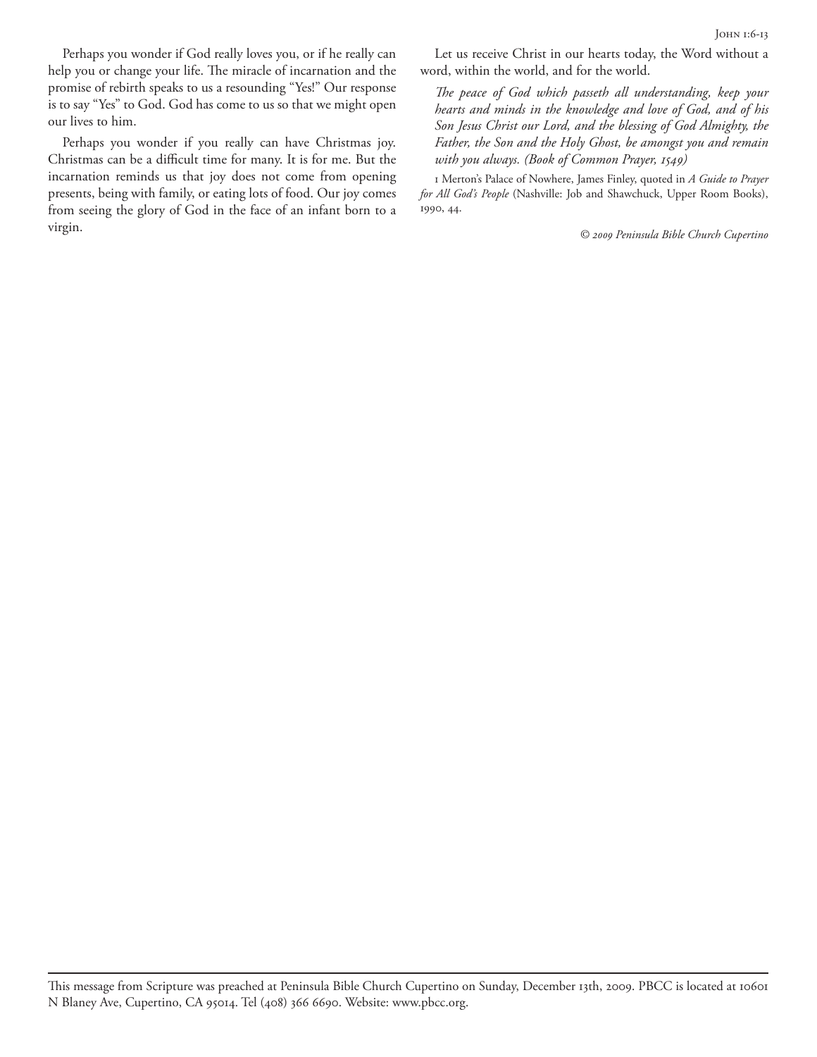Perhaps you wonder if God really loves you, or if he really can help you or change your life. The miracle of incarnation and the promise of rebirth speaks to us a resounding "Yes!" Our response is to say "Yes" to God. God has come to us so that we might open our lives to him.

Perhaps you wonder if you really can have Christmas joy. Christmas can be a difficult time for many. It is for me. But the incarnation reminds us that joy does not come from opening presents, being with family, or eating lots of food. Our joy comes from seeing the glory of God in the face of an infant born to a virgin.

Let us receive Christ in our hearts today, the Word without a word, within the world, and for the world.

*The peace of God which passeth all understanding, keep your hearts and minds in the knowledge and love of God, and of his Son Jesus Christ our Lord, and the blessing of God Almighty, the Father, the Son and the Holy Ghost, be amongst you and remain with you always. (Book of Common Prayer, 1549)*

1 Merton's Palace of Nowhere, James Finley, quoted in *A Guide to Prayer for All God's People* (Nashville: Job and Shawchuck, Upper Room Books), 1990, 44.

*© 2009 Peninsula Bible Church Cupertino*

---

This message from Scripture was preached at Peninsula Bible Church Cupertino on Sunday, December 13th, 2009. PBCC is located at 10601 N Blaney Ave, Cupertino, CA 95014. Tel (408) 366 6690. Website: www.pbcc.org.